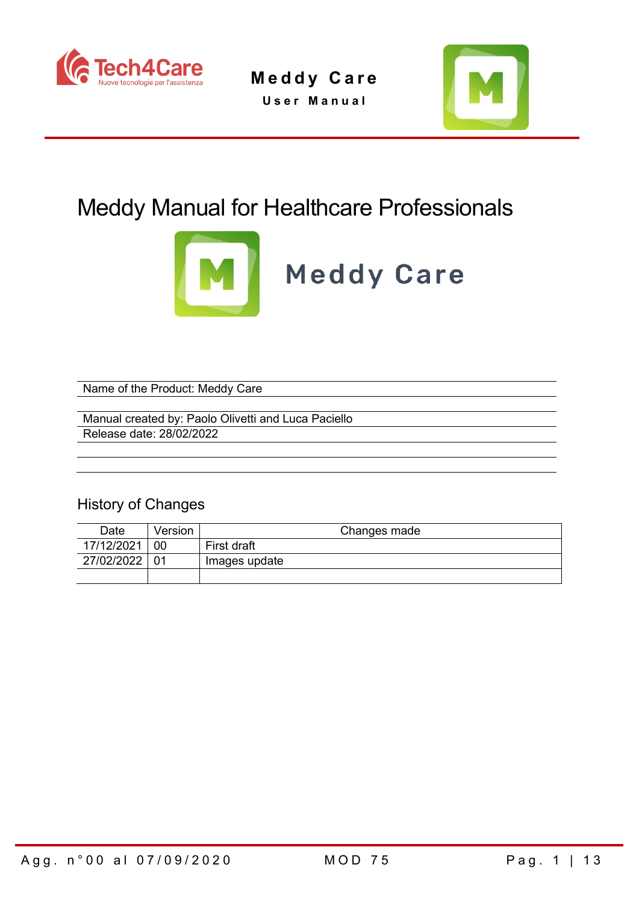# Meddy Manual for Healthcare Professionals

**Meddy Care**

Name of the Product: Meddy Care

Manual created by: Paolo Olivetti and Luca Paciello

Release date: 28/02/2022

## History of Changes

| Date | Version | Changes made |
|---|---|---|
| 17/12/2021 | 00 | First draft |
| 27/02/2022 | 01 | Images update |
| | | |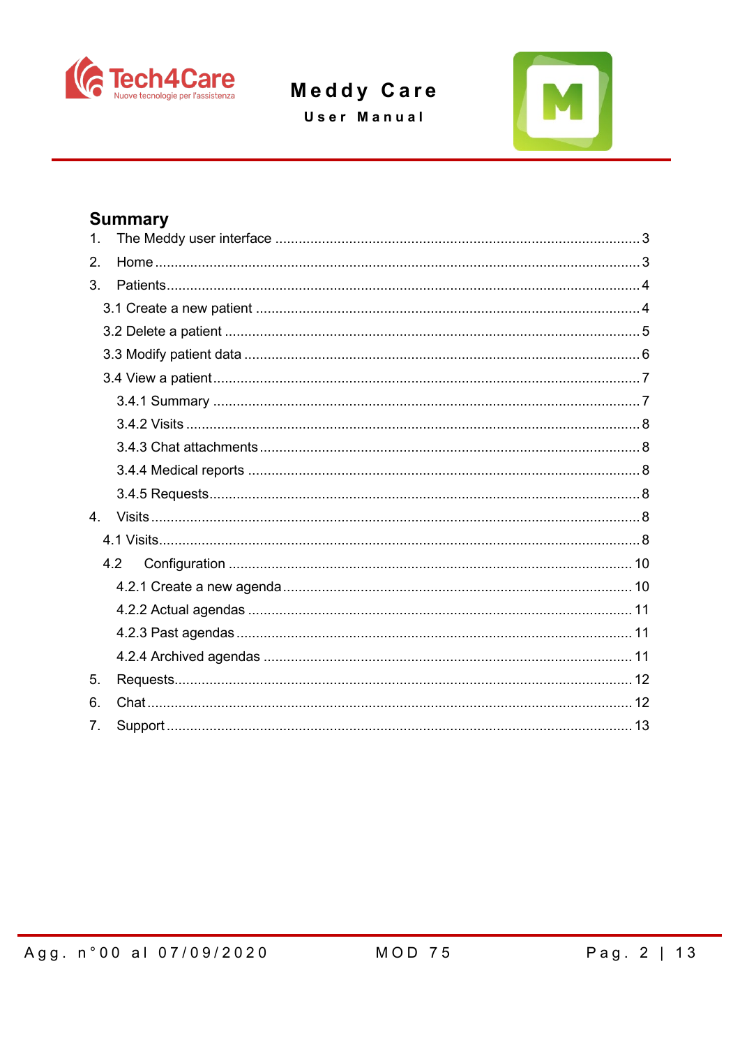## Summary

1. The Meddy user interface ........ 3
2. Home ........ 3
3. Patients ........ 4
   - 3.1 Create a new patient ........ 4
   - 3.2 Delete a patient ........ 5
   - 3.3 Modify patient data ........ 6
   - 3.4 View a patient ........ 7
     - 3.4.1 Summary ........ 7
     - 3.4.2 Visits ........ 8
     - 3.4.3 Chat attachments ........ 8
     - 3.4.4 Medical reports ........ 8
     - 3.4.5 Requests ........ 8
4. Visits ........ 8
   - 4.1 Visits ........ 8
   - 4.2 Configuration ........ 10
     - 4.2.1 Create a new agenda ........ 10
     - 4.2.2 Actual agendas ........ 11
     - 4.2.3 Past agendas ........ 11
     - 4.2.4 Archived agendas ........ 11
5. Requests ........ 12
6. Chat ........ 12
7. Support ........ 13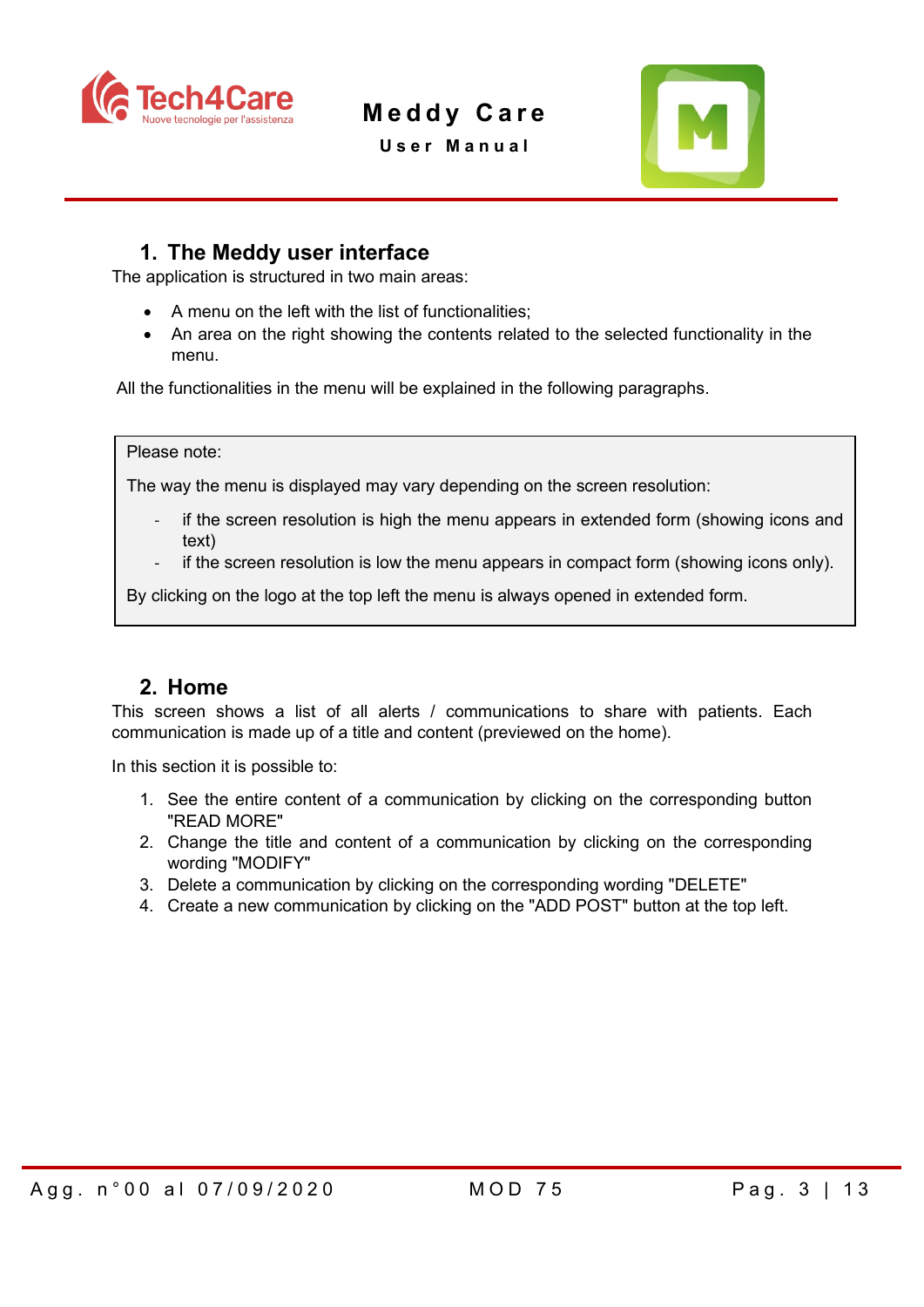## 1. The Meddy user interface

The application is structured in two main areas:

- A menu on the left with the list of functionalities;
- An area on the right showing the contents related to the selected functionality in the menu.

All the functionalities in the menu will be explained in the following paragraphs.

> Please note:
>
> The way the menu is displayed may vary depending on the screen resolution:
>
> - if the screen resolution is high the menu appears in extended form (showing icons and text)
> - if the screen resolution is low the menu appears in compact form (showing icons only).
>
> By clicking on the logo at the top left the menu is always opened in extended form.

## 2. Home

This screen shows a list of all alerts / communications to share with patients. Each communication is made up of a title and content (previewed on the home).

In this section it is possible to:

1. See the entire content of a communication by clicking on the corresponding button "READ MORE"
2. Change the title and content of a communication by clicking on the corresponding wording "MODIFY"
3. Delete a communication by clicking on the corresponding wording "DELETE"
4. Create a new communication by clicking on the "ADD POST" button at the top left.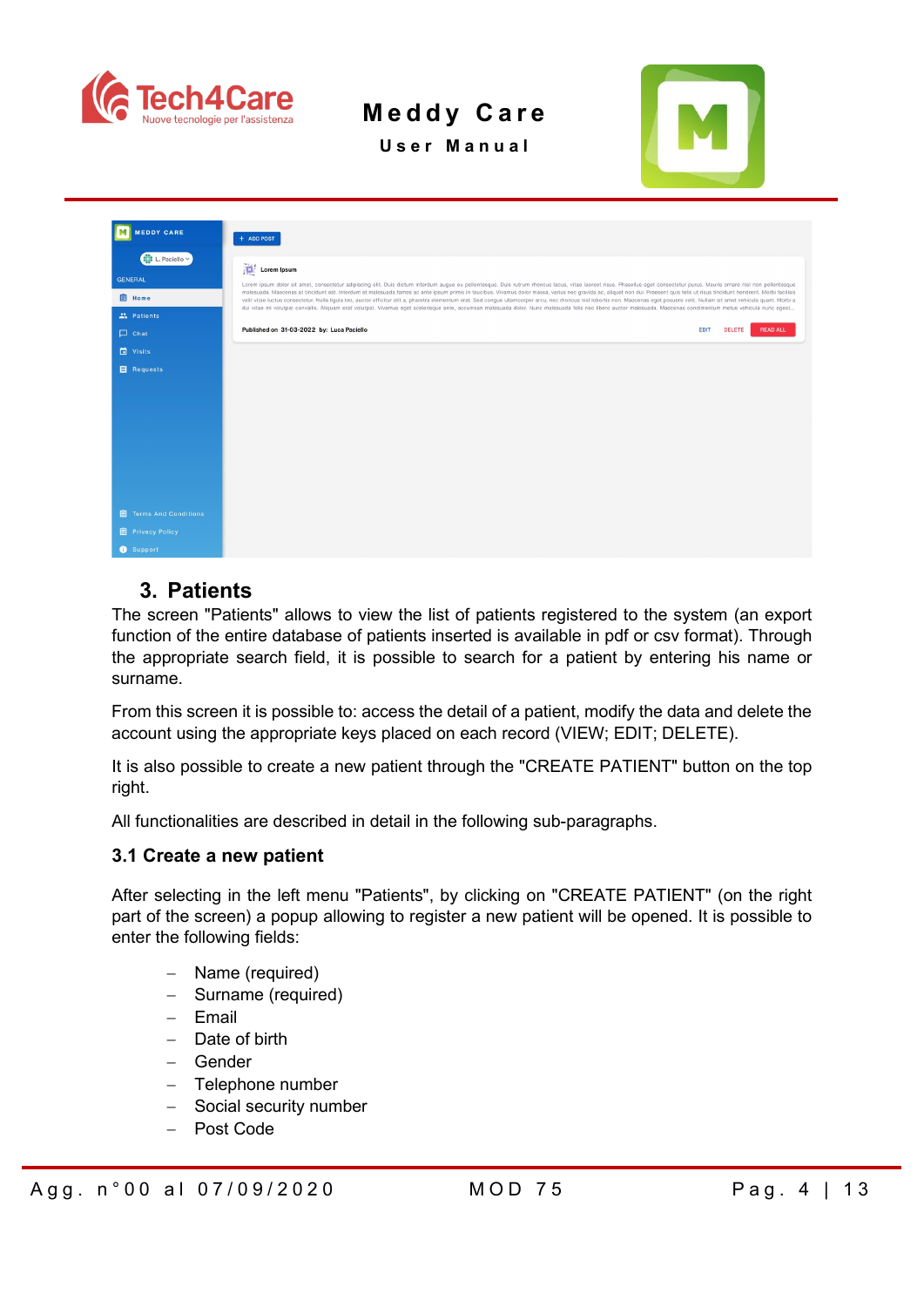## 3. Patients

The screen "Patients" allows to view the list of patients registered to the system (an export function of the entire database of patients inserted is available in pdf or csv format). Through the appropriate search field, it is possible to search for a patient by entering his name or surname.

From this screen it is possible to: access the detail of a patient, modify the data and delete the account using the appropriate keys placed on each record (VIEW; EDIT; DELETE).

It is also possible to create a new patient through the "CREATE PATIENT" button on the top right.

All functionalities are described in detail in the following sub-paragraphs.

### 3.1 Create a new patient

After selecting in the left menu "Patients", by clicking on "CREATE PATIENT" (on the right part of the screen) a popup allowing to register a new patient will be opened. It is possible to enter the following fields:

- Name (required)
- Surname (required)
- Email
- Date of birth
- Gender
- Telephone number
- Social security number
- Post Code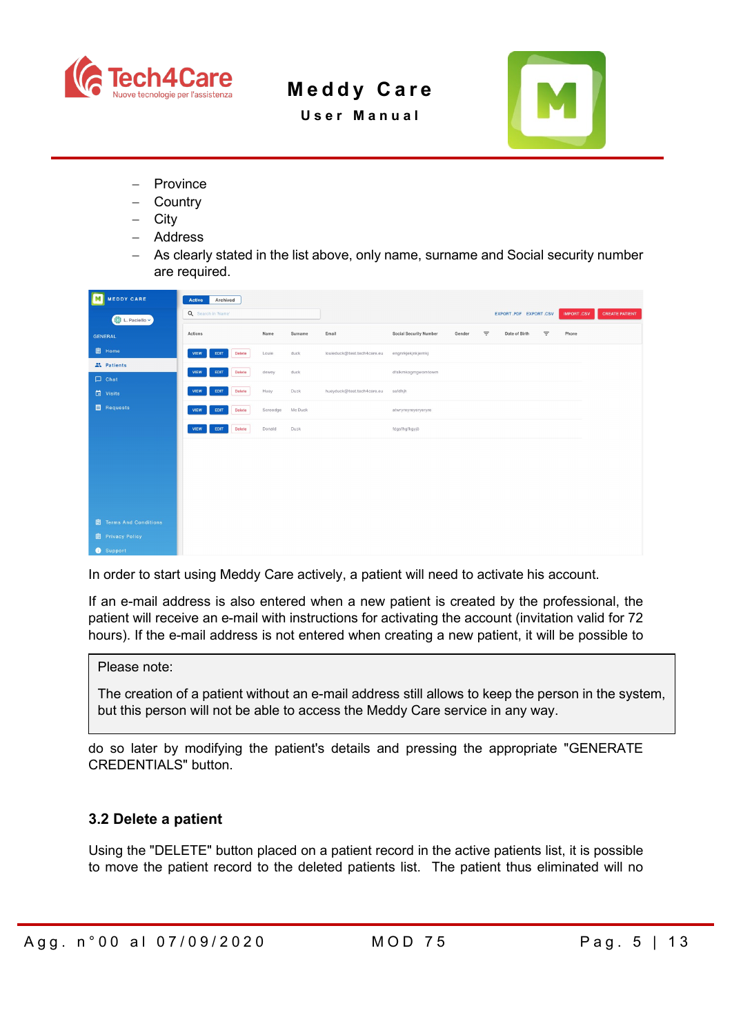- Province
- Country
- City
- Address
- As clearly stated in the list above, only name, surname and Social security number are required.

In order to start using Meddy Care actively, a patient will need to activate his account.

If an e-mail address is also entered when a new patient is created by the professional, the patient will receive an e-mail with instructions for activating the account (invitation valid for 72 hours). If the e-mail address is not entered when creating a new patient, it will be possible to

> Please note:
>
> The creation of a patient without an e-mail address still allows to keep the person in the system, but this person will not be able to access the Meddy Care service in any way.

do so later by modifying the patient's details and pressing the appropriate "GENERATE CREDENTIALS" button.

### 3.2 Delete a patient

Using the "DELETE" button placed on a patient record in the active patients list, it is possible to move the patient record to the deleted patients list. The patient thus eliminated will no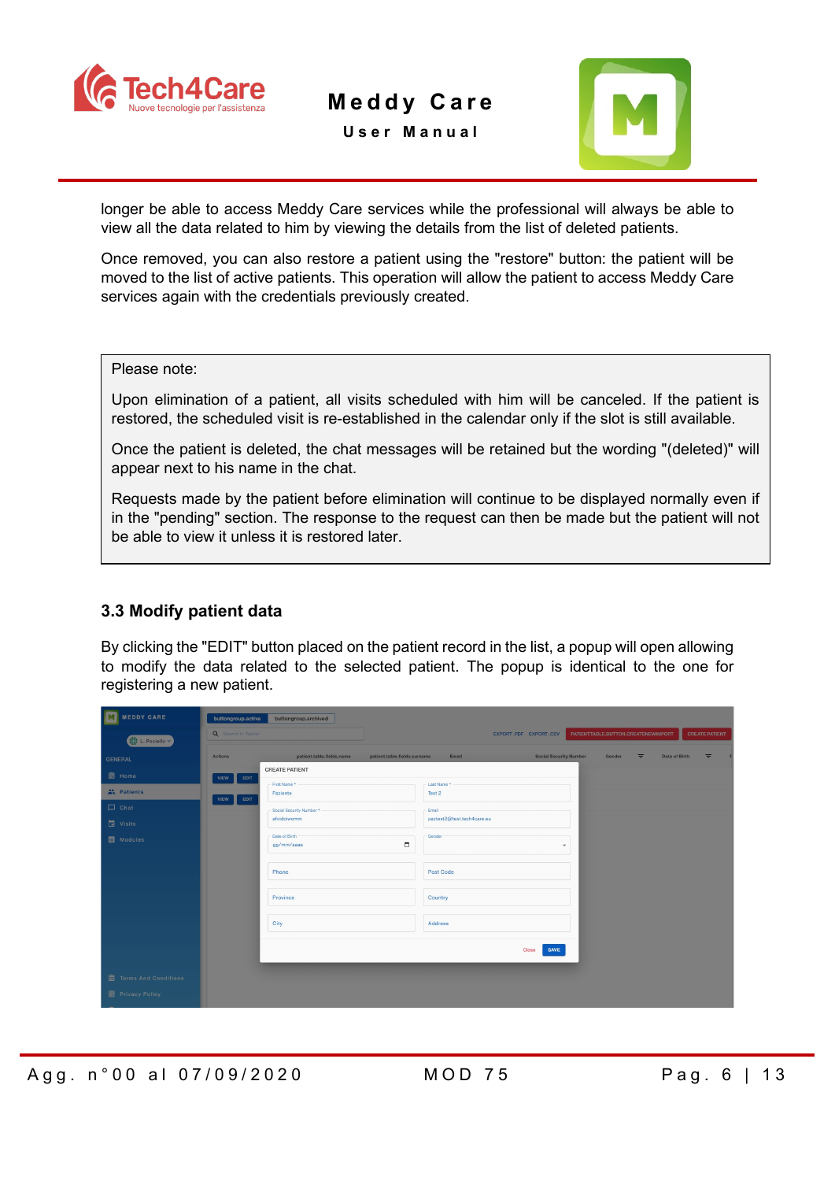longer be able to access Meddy Care services while the professional will always be able to view all the data related to him by viewing the details from the list of deleted patients.

Once removed, you can also restore a patient using the "restore" button: the patient will be moved to the list of active patients. This operation will allow the patient to access Meddy Care services again with the credentials previously created.

> Please note:
>
> Upon elimination of a patient, all visits scheduled with him will be canceled. If the patient is restored, the scheduled visit is re-established in the calendar only if the slot is still available.
>
> Once the patient is deleted, the chat messages will be retained but the wording "(deleted)" will appear next to his name in the chat.
>
> Requests made by the patient before elimination will continue to be displayed normally even if in the "pending" section. The response to the request can then be made but the patient will not be able to view it unless it is restored later.

### 3.3 Modify patient data

By clicking the "EDIT" button placed on the patient record in the list, a popup will open allowing to modify the data related to the selected patient. The popup is identical to the one for registering a new patient.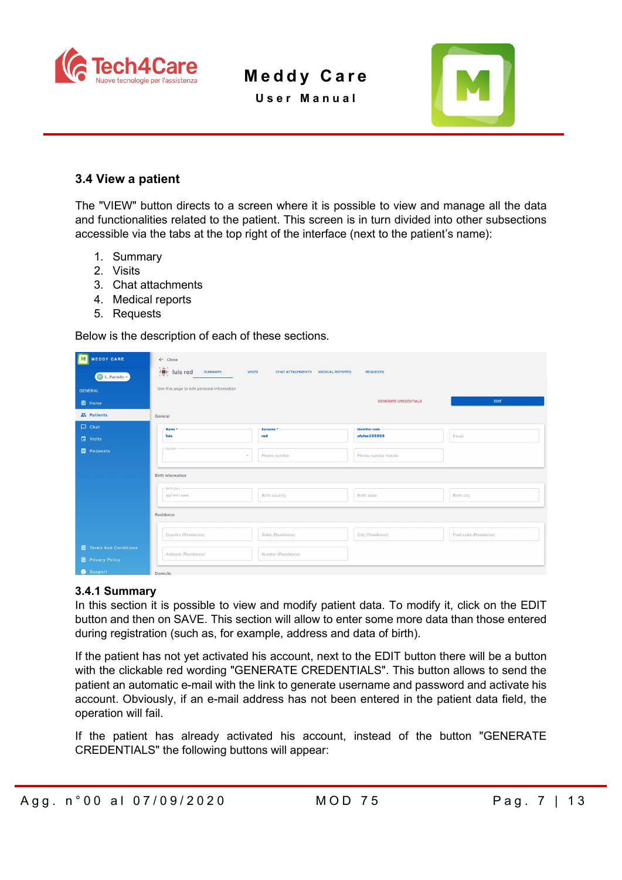### 3.4 View a patient

The "VIEW" button directs to a screen where it is possible to view and manage all the data and functionalities related to the patient. This screen is in turn divided into other subsections accessible via the tabs at the top right of the interface (next to the patient's name):

1. Summary
2. Visits
3. Chat attachments
4. Medical reports
5. Requests

Below is the description of each of these sections.

#### 3.4.1 Summary

In this section it is possible to view and modify patient data. To modify it, click on the EDIT button and then on SAVE. This section will allow to enter some more data than those entered during registration (such as, for example, address and data of birth).

If the patient has not yet activated his account, next to the EDIT button there will be a button with the clickable red wording "GENERATE CREDENTIALS". This button allows to send the patient an automatic e-mail with the link to generate username and password and activate his account. Obviously, if an e-mail address has not been entered in the patient data field, the operation will fail.

If the patient has already activated his account, instead of the button "GENERATE CREDENTIALS" the following buttons will appear: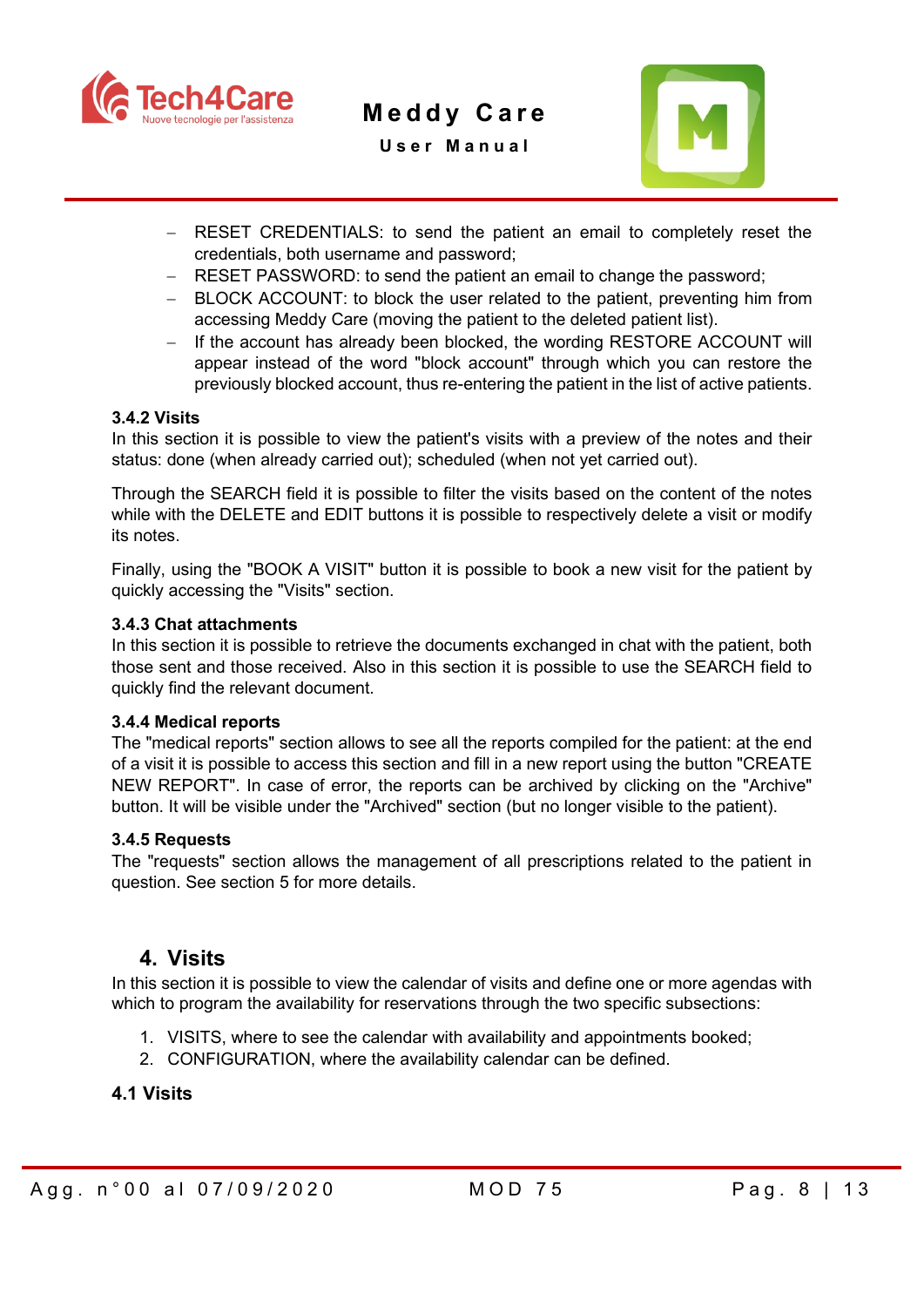- RESET CREDENTIALS: to send the patient an email to completely reset the credentials, both username and password;
- RESET PASSWORD: to send the patient an email to change the password;
- BLOCK ACCOUNT: to block the user related to the patient, preventing him from accessing Meddy Care (moving the patient to the deleted patient list).
- If the account has already been blocked, the wording RESTORE ACCOUNT will appear instead of the word "block account" through which you can restore the previously blocked account, thus re-entering the patient in the list of active patients.

### 3.4.2 Visits

In this section it is possible to view the patient's visits with a preview of the notes and their status: done (when already carried out); scheduled (when not yet carried out).

Through the SEARCH field it is possible to filter the visits based on the content of the notes while with the DELETE and EDIT buttons it is possible to respectively delete a visit or modify its notes.

Finally, using the "BOOK A VISIT" button it is possible to book a new visit for the patient by quickly accessing the "Visits" section.

### 3.4.3 Chat attachments

In this section it is possible to retrieve the documents exchanged in chat with the patient, both those sent and those received. Also in this section it is possible to use the SEARCH field to quickly find the relevant document.

### 3.4.4 Medical reports

The "medical reports" section allows to see all the reports compiled for the patient: at the end of a visit it is possible to access this section and fill in a new report using the button "CREATE NEW REPORT". In case of error, the reports can be archived by clicking on the "Archive" button. It will be visible under the "Archived" section (but no longer visible to the patient).

### 3.4.5 Requests

The "requests" section allows the management of all prescriptions related to the patient in question. See section 5 for more details.

## 4. Visits

In this section it is possible to view the calendar of visits and define one or more agendas with which to program the availability for reservations through the two specific subsections:

1. VISITS, where to see the calendar with availability and appointments booked;
2. CONFIGURATION, where the availability calendar can be defined.

### 4.1 Visits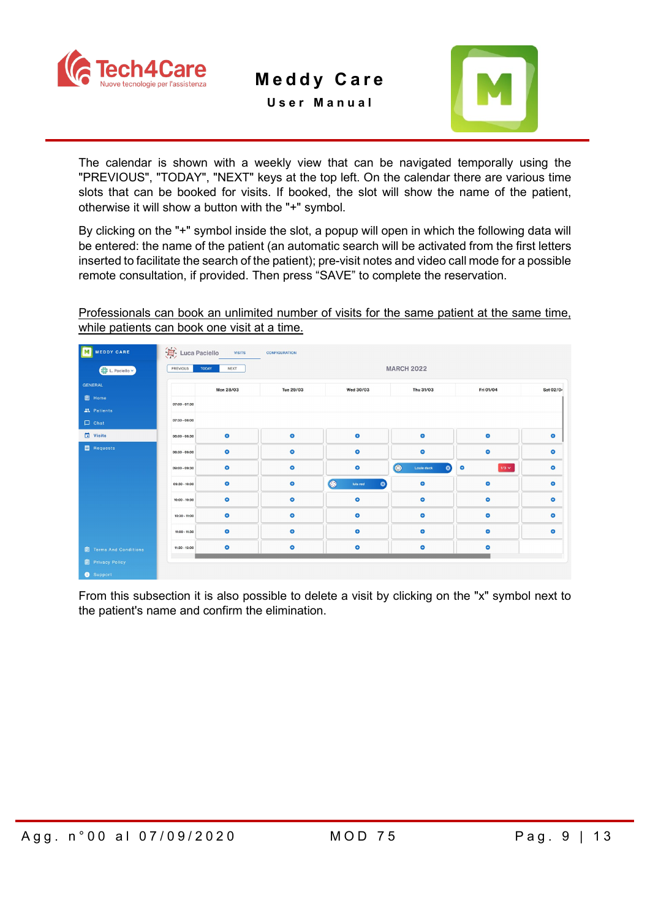The calendar is shown with a weekly view that can be navigated temporally using the "PREVIOUS", "TODAY", "NEXT" keys at the top left. On the calendar there are various time slots that can be booked for visits. If booked, the slot will show the name of the patient, otherwise it will show a button with the "+" symbol.

By clicking on the "+" symbol inside the slot, a popup will open in which the following data will be entered: the name of the patient (an automatic search will be activated from the first letters inserted to facilitate the search of the patient); pre-visit notes and video call mode for a possible remote consultation, if provided. Then press “SAVE” to complete the reservation.

<u>Professionals can book an unlimited number of visits for the same patient at the same time, while patients can book one visit at a time.</u>

From this subsection it is also possible to delete a visit by clicking on the "x" symbol next to the patient's name and confirm the elimination.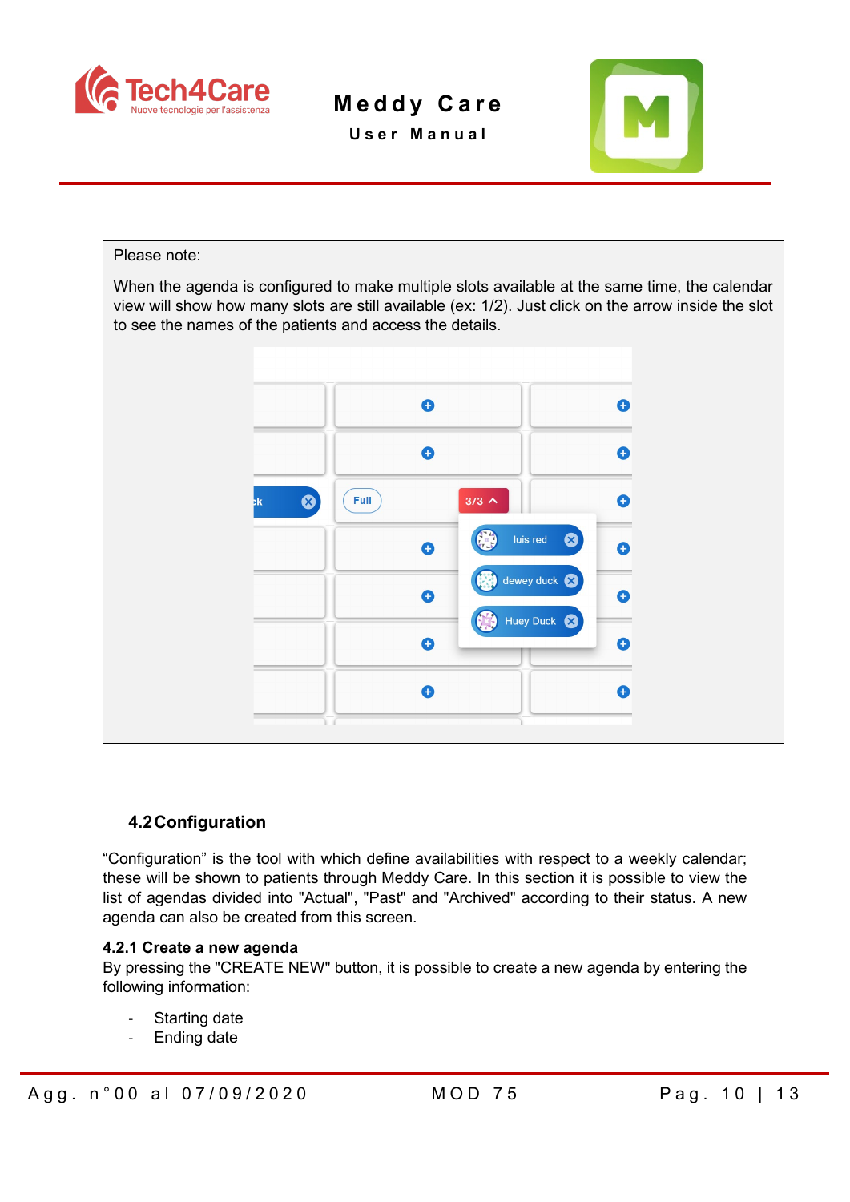Please note:

When the agenda is configured to make multiple slots available at the same time, the calendar view will show how many slots are still available (ex: 1/2). Just click on the arrow inside the slot to see the names of the patients and access the details.

### 4.2 Configuration

"Configuration" is the tool with which define availabilities with respect to a weekly calendar; these will be shown to patients through Meddy Care. In this section it is possible to view the list of agendas divided into "Actual", "Past" and "Archived" according to their status. A new agenda can also be created from this screen.

#### 4.2.1 Create a new agenda

By pressing the "CREATE NEW" button, it is possible to create a new agenda by entering the following information:

- Starting date
- Ending date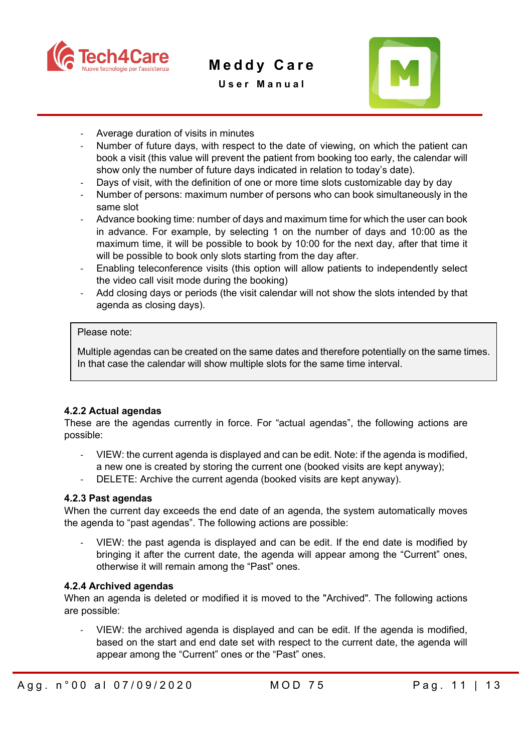- Average duration of visits in minutes
- Number of future days, with respect to the date of viewing, on which the patient can book a visit (this value will prevent the patient from booking too early, the calendar will show only the number of future days indicated in relation to today's date).
- Days of visit, with the definition of one or more time slots customizable day by day
- Number of persons: maximum number of persons who can book simultaneously in the same slot
- Advance booking time: number of days and maximum time for which the user can book in advance. For example, by selecting 1 on the number of days and 10:00 as the maximum time, it will be possible to book by 10:00 for the next day, after that time it will be possible to book only slots starting from the day after.
- Enabling teleconference visits (this option will allow patients to independently select the video call visit mode during the booking)
- Add closing days or periods (the visit calendar will not show the slots intended by that agenda as closing days).

> Please note:
>
> Multiple agendas can be created on the same dates and therefore potentially on the same times. In that case the calendar will show multiple slots for the same time interval.

#### 4.2.2 Actual agendas

These are the agendas currently in force. For "actual agendas", the following actions are possible:

- VIEW: the current agenda is displayed and can be edit. Note: if the agenda is modified, a new one is created by storing the current one (booked visits are kept anyway);
- DELETE: Archive the current agenda (booked visits are kept anyway).

#### 4.2.3 Past agendas

When the current day exceeds the end date of an agenda, the system automatically moves the agenda to "past agendas". The following actions are possible:

- VIEW: the past agenda is displayed and can be edit. If the end date is modified by bringing it after the current date, the agenda will appear among the "Current" ones, otherwise it will remain among the "Past" ones.

#### 4.2.4 Archived agendas

When an agenda is deleted or modified it is moved to the "Archived". The following actions are possible:

- VIEW: the archived agenda is displayed and can be edit. If the agenda is modified, based on the start and end date set with respect to the current date, the agenda will appear among the "Current" ones or the "Past" ones.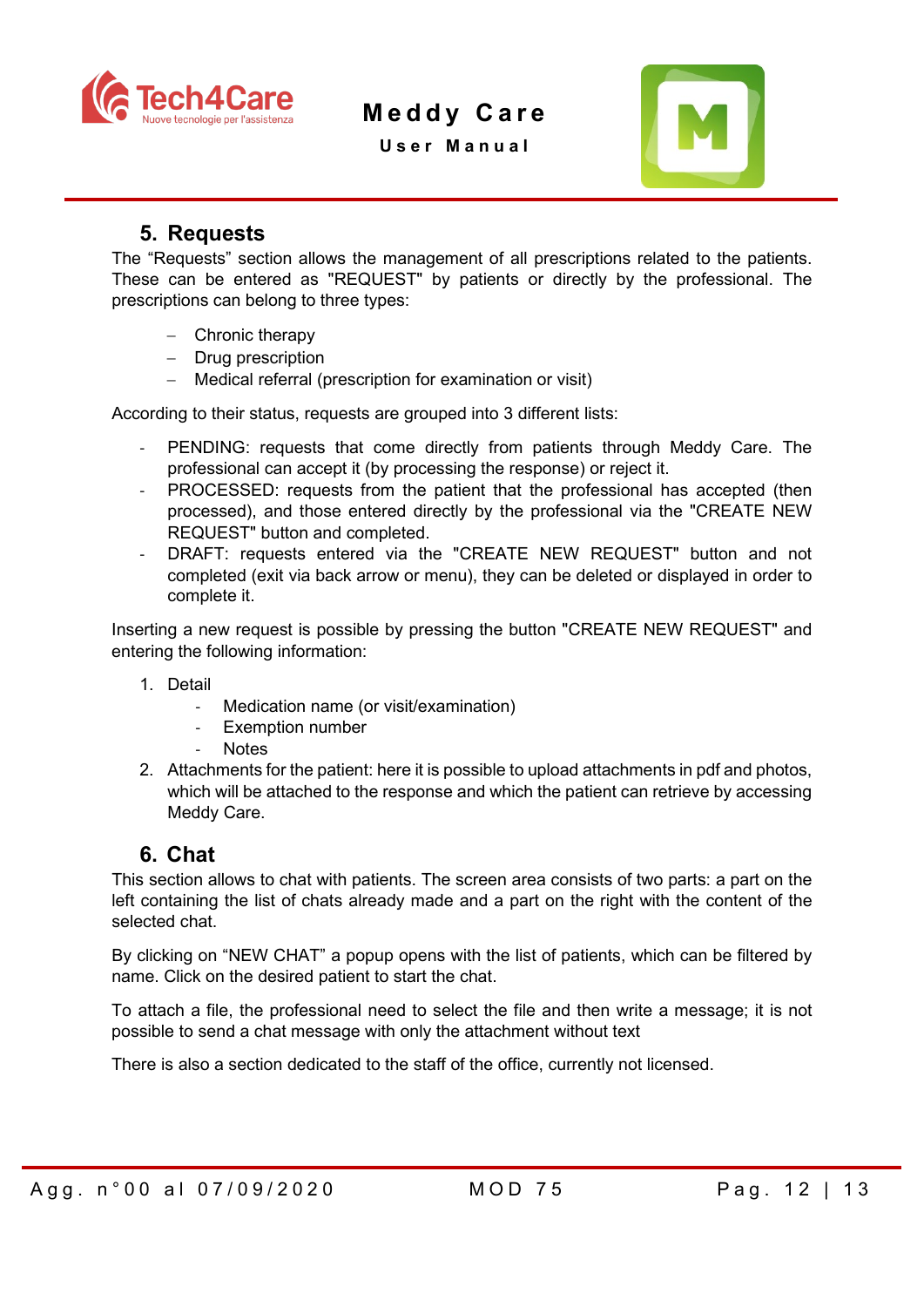## 5. Requests

The “Requests” section allows the management of all prescriptions related to the patients. These can be entered as "REQUEST" by patients or directly by the professional. The prescriptions can belong to three types:

- Chronic therapy
- Drug prescription
- Medical referral (prescription for examination or visit)

According to their status, requests are grouped into 3 different lists:

- PENDING: requests that come directly from patients through Meddy Care. The professional can accept it (by processing the response) or reject it.
- PROCESSED: requests from the patient that the professional has accepted (then processed), and those entered directly by the professional via the "CREATE NEW REQUEST" button and completed.
- DRAFT: requests entered via the "CREATE NEW REQUEST" button and not completed (exit via back arrow or menu), they can be deleted or displayed in order to complete it.

Inserting a new request is possible by pressing the button "CREATE NEW REQUEST" and entering the following information:

1. Detail
   - Medication name (or visit/examination)
   - Exemption number
   - Notes
2. Attachments for the patient: here it is possible to upload attachments in pdf and photos, which will be attached to the response and which the patient can retrieve by accessing Meddy Care.

## 6. Chat

This section allows to chat with patients. The screen area consists of two parts: a part on the left containing the list of chats already made and a part on the right with the content of the selected chat.

By clicking on “NEW CHAT” a popup opens with the list of patients, which can be filtered by name. Click on the desired patient to start the chat.

To attach a file, the professional need to select the file and then write a message; it is not possible to send a chat message with only the attachment without text

There is also a section dedicated to the staff of the office, currently not licensed.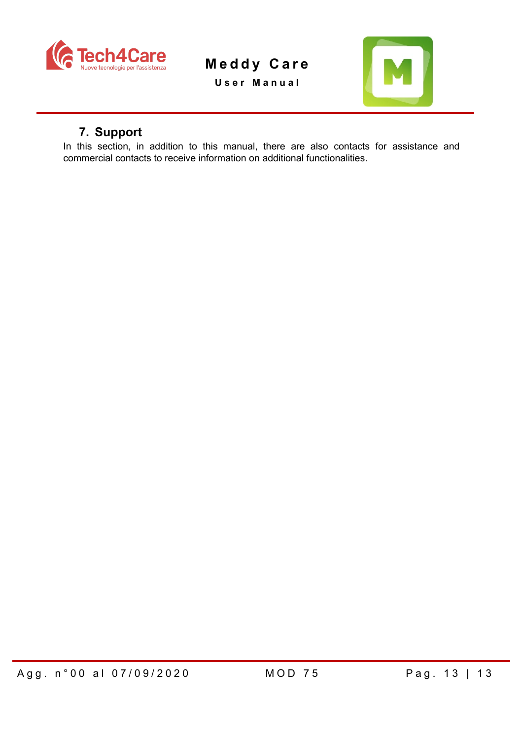## 7. Support

In this section, in addition to this manual, there are also contacts for assistance and commercial contacts to receive information on additional functionalities.